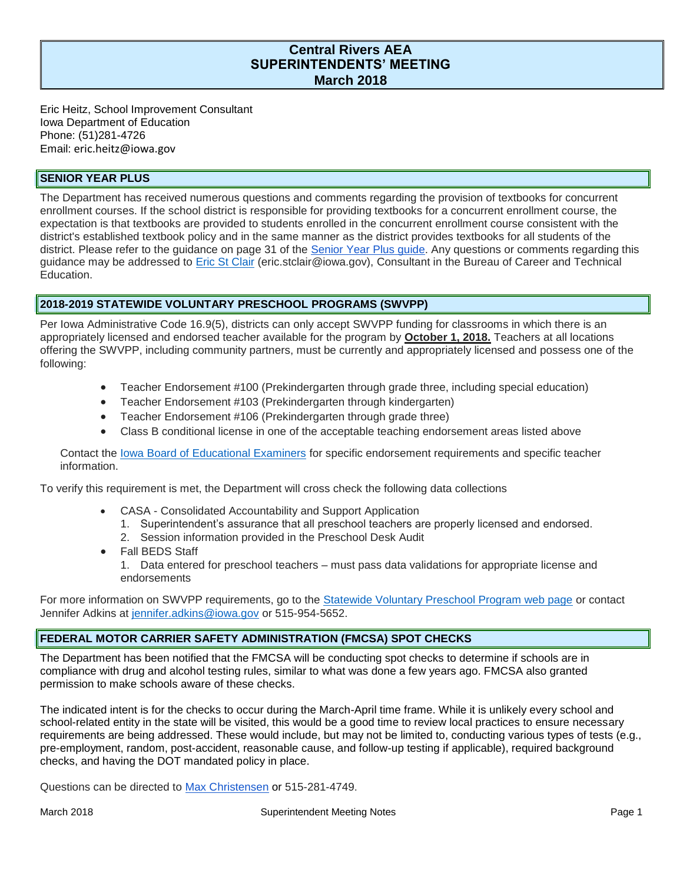# Central Rivers AEA
# SUPERINTENDENTS' MEETING
# March 2018

Eric Heitz, School Improvement Consultant
Iowa Department of Education
Phone: (51)281-4726
Email: eric.heitz@iowa.gov

## SENIOR YEAR PLUS

The Department has received numerous questions and comments regarding the provision of textbooks for concurrent enrollment courses. If the school district is responsible for providing textbooks for a concurrent enrollment course, the expectation is that textbooks are provided to students enrolled in the concurrent enrollment course consistent with the district's established textbook policy and in the same manner as the district provides textbooks for all students of the district. Please refer to the guidance on page 31 of the Senior Year Plus guide. Any questions or comments regarding this guidance may be addressed to Eric St Clair (eric.stclair@iowa.gov), Consultant in the Bureau of Career and Technical Education.

## 2018-2019 STATEWIDE VOLUNTARY PRESCHOOL PROGRAMS (SWVPP)

Per Iowa Administrative Code 16.9(5), districts can only accept SWVPP funding for classrooms in which there is an appropriately licensed and endorsed teacher available for the program by **October 1, 2018.** Teachers at all locations offering the SWVPP, including community partners, must be currently and appropriately licensed and possess one of the following:

- Teacher Endorsement #100 (Prekindergarten through grade three, including special education)
- Teacher Endorsement #103 (Prekindergarten through kindergarten)
- Teacher Endorsement #106 (Prekindergarten through grade three)
- Class B conditional license in one of the acceptable teaching endorsement areas listed above

Contact the Iowa Board of Educational Examiners for specific endorsement requirements and specific teacher information.

To verify this requirement is met, the Department will cross check the following data collections

- CASA - Consolidated Accountability and Support Application
  1. Superintendent's assurance that all preschool teachers are properly licensed and endorsed.
  2. Session information provided in the Preschool Desk Audit
- Fall BEDS Staff
  1. Data entered for preschool teachers – must pass data validations for appropriate license and endorsements

For more information on SWVPP requirements, go to the Statewide Voluntary Preschool Program web page or contact Jennifer Adkins at jennifer.adkins@iowa.gov or 515-954-5652.

## FEDERAL MOTOR CARRIER SAFETY ADMINISTRATION (FMCSA) SPOT CHECKS

The Department has been notified that the FMCSA will be conducting spot checks to determine if schools are in compliance with drug and alcohol testing rules, similar to what was done a few years ago. FMCSA also granted permission to make schools aware of these checks.

The indicated intent is for the checks to occur during the March-April time frame. While it is unlikely every school and school-related entity in the state will be visited, this would be a good time to review local practices to ensure necessary requirements are being addressed. These would include, but may not be limited to, conducting various types of tests (e.g., pre-employment, random, post-accident, reasonable cause, and follow-up testing if applicable), required background checks, and having the DOT mandated policy in place.

Questions can be directed to Max Christensen or 515-281-4749.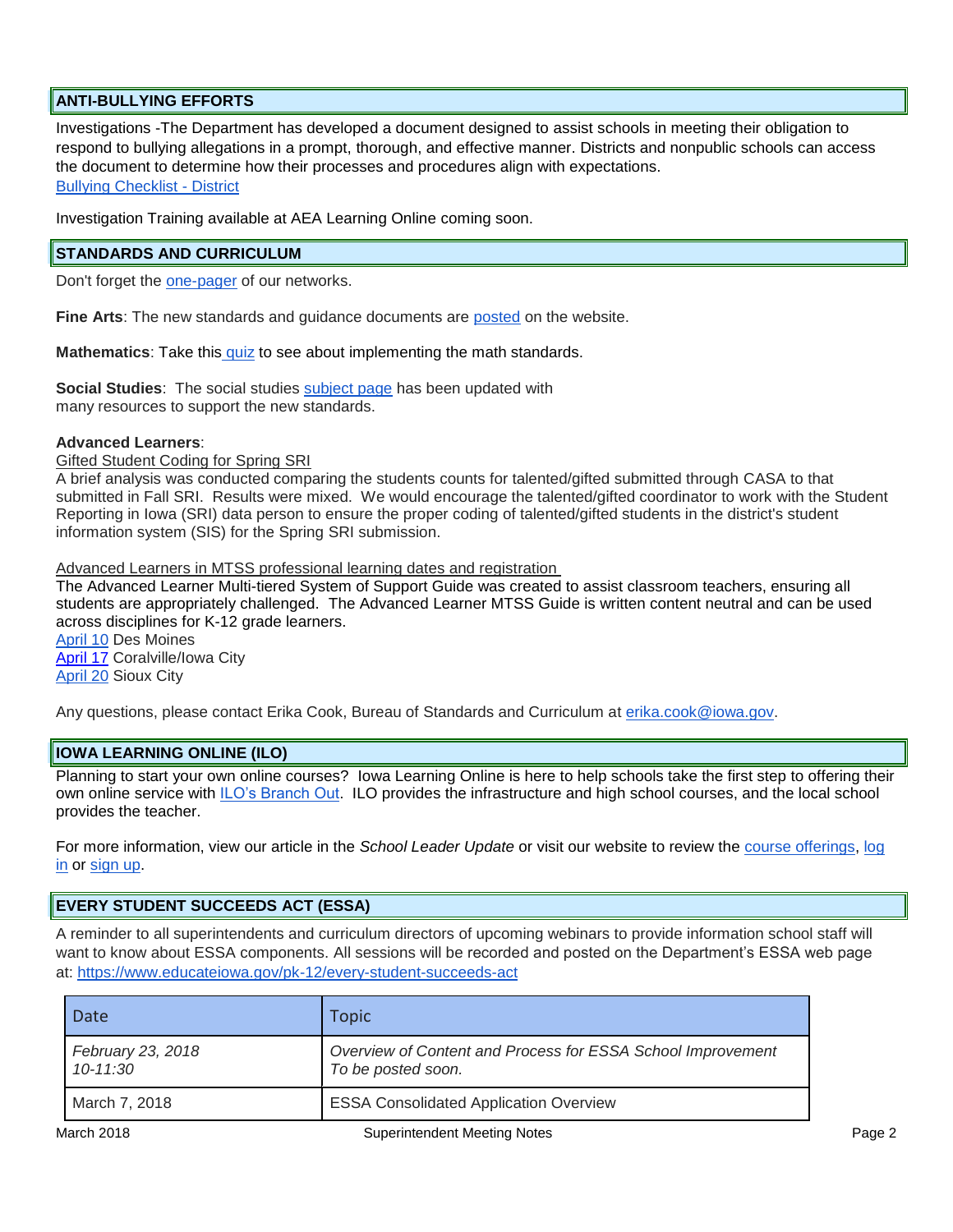## ANTI-BULLYING EFFORTS

Investigations -The Department has developed a document designed to assist schools in meeting their obligation to respond to bullying allegations in a prompt, thorough, and effective manner. Districts and nonpublic schools can access the document to determine how their processes and procedures align with expectations.
Bullying Checklist - District

Investigation Training available at AEA Learning Online coming soon.

## STANDARDS AND CURRICULUM

Don't forget the one-pager of our networks.

**Fine Arts**: The new standards and guidance documents are posted on the website.

**Mathematics**: Take this quiz to see about implementing the math standards.

**Social Studies**: The social studies subject page has been updated with many resources to support the new standards.

**Advanced Learners**:

Gifted Student Coding for Spring SRI

A brief analysis was conducted comparing the students counts for talented/gifted submitted through CASA to that submitted in Fall SRI. Results were mixed. We would encourage the talented/gifted coordinator to work with the Student Reporting in Iowa (SRI) data person to ensure the proper coding of talented/gifted students in the district's student information system (SIS) for the Spring SRI submission.

Advanced Learners in MTSS professional learning dates and registration

The Advanced Learner Multi-tiered System of Support Guide was created to assist classroom teachers, ensuring all students are appropriately challenged. The Advanced Learner MTSS Guide is written content neutral and can be used across disciplines for K-12 grade learners.

April 10 Des Moines
April 17 Coralville/Iowa City
April 20 Sioux City

Any questions, please contact Erika Cook, Bureau of Standards and Curriculum at erika.cook@iowa.gov.

## IOWA LEARNING ONLINE (ILO)

Planning to start your own online courses? Iowa Learning Online is here to help schools take the first step to offering their own online service with ILO's Branch Out. ILO provides the infrastructure and high school courses, and the local school provides the teacher.

For more information, view our article in the *School Leader Update* or visit our website to review the course offerings, log in or sign up.

## EVERY STUDENT SUCCEEDS ACT (ESSA)

A reminder to all superintendents and curriculum directors of upcoming webinars to provide information school staff will want to know about ESSA components. All sessions will be recorded and posted on the Department's ESSA web page at: https://www.educateiowa.gov/pk-12/every-student-succeeds-act

| Date | Topic |
| --- | --- |
| *February 23, 2018 10-11:30* | *Overview of Content and Process for ESSA School Improvement To be posted soon.* |
| March 7, 2018 | ESSA Consolidated Application Overview |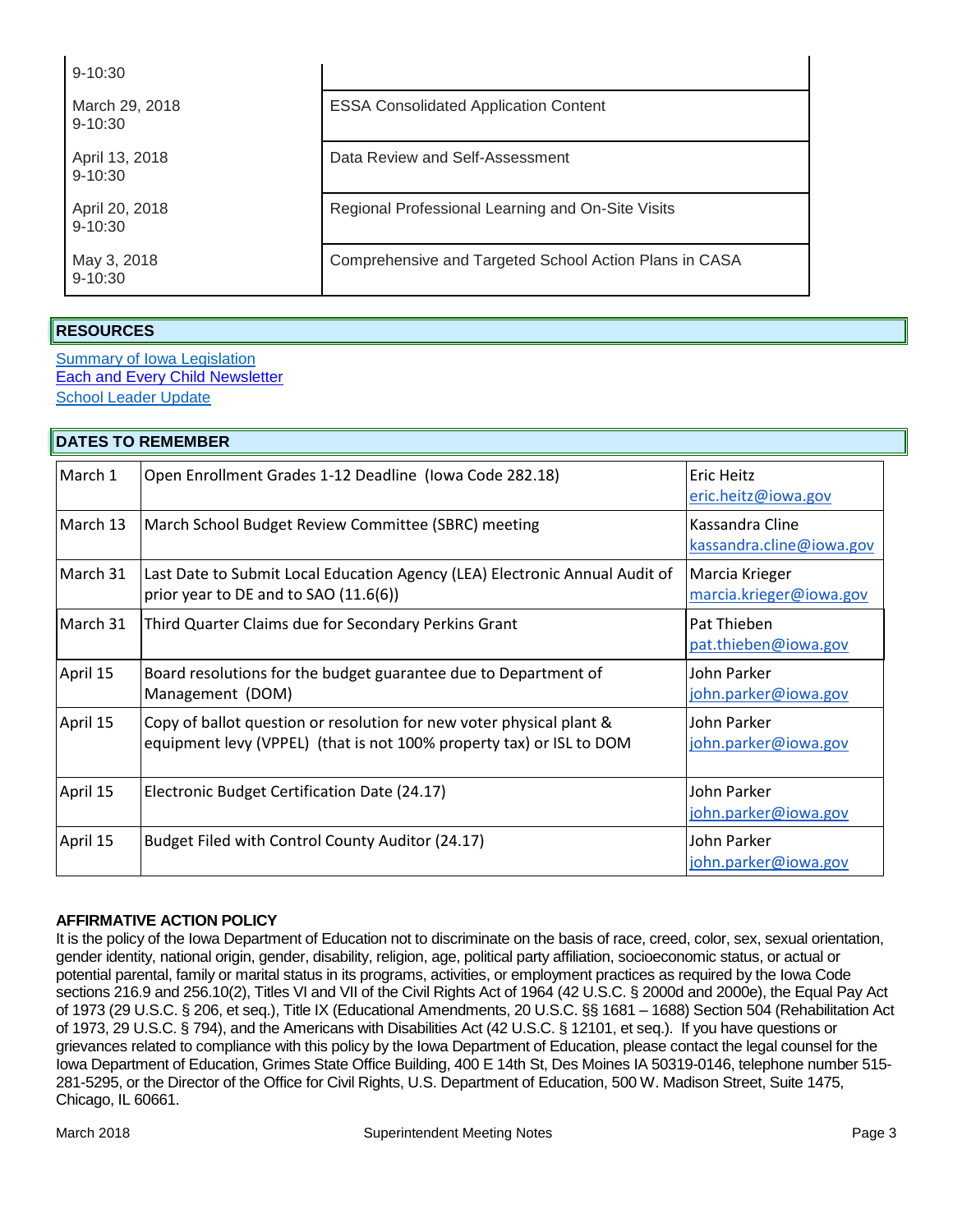| | |
|---|---|
| 9-10:30 | |
| March 29, 2018<br>9-10:30 | ESSA Consolidated Application Content |
| April 13, 2018<br>9-10:30 | Data Review and Self-Assessment |
| April 20, 2018<br>9-10:30 | Regional Professional Learning and On-Site Visits |
| May 3, 2018<br>9-10:30 | Comprehensive and Targeted School Action Plans in CASA |

## RESOURCES

Summary of Iowa Legislation
Each and Every Child Newsletter
School Leader Update

## DATES TO REMEMBER

| | | |
|---|---|---|
| March 1 | Open Enrollment Grades 1-12 Deadline (Iowa Code 282.18) | Eric Heitz<br>eric.heitz@iowa.gov |
| March 13 | March School Budget Review Committee (SBRC) meeting | Kassandra Cline<br>kassandra.cline@iowa.gov |
| March 31 | Last Date to Submit Local Education Agency (LEA) Electronic Annual Audit of prior year to DE and to SAO (11.6(6)) | Marcia Krieger<br>marcia.krieger@iowa.gov |
| March 31 | Third Quarter Claims due for Secondary Perkins Grant | Pat Thieben<br>pat.thieben@iowa.gov |
| April 15 | Board resolutions for the budget guarantee due to Department of Management (DOM) | John Parker<br>john.parker@iowa.gov |
| April 15 | Copy of ballot question or resolution for new voter physical plant & equipment levy (VPPEL) (that is not 100% property tax) or ISL to DOM | John Parker<br>john.parker@iowa.gov |
| April 15 | Electronic Budget Certification Date (24.17) | John Parker<br>john.parker@iowa.gov |
| April 15 | Budget Filed with Control County Auditor (24.17) | John Parker<br>john.parker@iowa.gov |

**AFFIRMATIVE ACTION POLICY**

It is the policy of the Iowa Department of Education not to discriminate on the basis of race, creed, color, sex, sexual orientation, gender identity, national origin, gender, disability, religion, age, political party affiliation, socioeconomic status, or actual or potential parental, family or marital status in its programs, activities, or employment practices as required by the Iowa Code sections 216.9 and 256.10(2), Titles VI and VII of the Civil Rights Act of 1964 (42 U.S.C. § 2000d and 2000e), the Equal Pay Act of 1973 (29 U.S.C. § 206, et seq.), Title IX (Educational Amendments, 20 U.S.C. §§ 1681 – 1688) Section 504 (Rehabilitation Act of 1973, 29 U.S.C. § 794), and the Americans with Disabilities Act (42 U.S.C. § 12101, et seq.). If you have questions or grievances related to compliance with this policy by the Iowa Department of Education, please contact the legal counsel for the Iowa Department of Education, Grimes State Office Building, 400 E 14th St, Des Moines IA 50319-0146, telephone number 515-281-5295, or the Director of the Office for Civil Rights, U.S. Department of Education, 500 W. Madison Street, Suite 1475, Chicago, IL 60661.